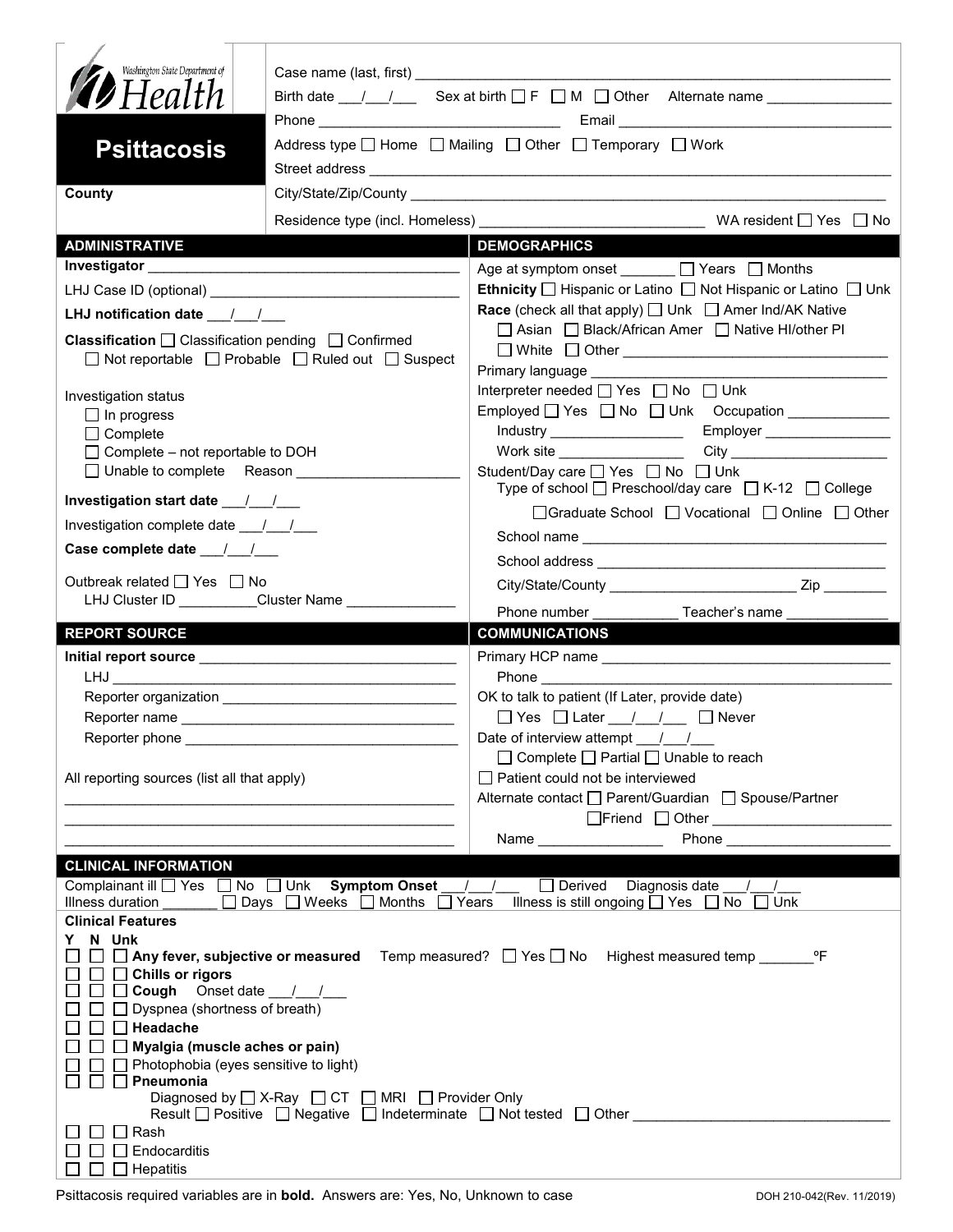Washington State Department of Health

# Psittacosis

County

Case name (last, first) ___________________________

Birth date ___/___/___ Sex at birth ☐ F ☐ M ☐ Other Alternate name ___________

Phone ___________________ Email ___________________

Address type ☐ Home ☐ Mailing ☐ Other ☐ Temporary ☐ Work

Street address ___________________________

City/State/Zip/County ___________________________

Residence type (incl. Homeless) ___________________ WA resident ☐ Yes ☐ No

## ADMINISTRATIVE

**Investigator** ___________________

LHJ Case ID (optional) ___________________

**LHJ notification date** ___/___/___

**Classification** ☐ Classification pending ☐ Confirmed ☐ Not reportable ☐ Probable ☐ Ruled out ☐ Suspect

Investigation status
- ☐ In progress
- ☐ Complete
- ☐ Complete – not reportable to DOH
- ☐ Unable to complete Reason ___________

**Investigation start date** ___/___/___

Investigation complete date ___/___/___

**Case complete date** ___/___/___

Outbreak related ☐ Yes ☐ No
LHJ Cluster ID __________Cluster Name ___________

## DEMOGRAPHICS

Age at symptom onset _______ ☐ Years ☐ Months

**Ethnicity** ☐ Hispanic or Latino ☐ Not Hispanic or Latino ☐ Unk

**Race** (check all that apply) ☐ Unk ☐ Amer Ind/AK Native ☐ Asian ☐ Black/African Amer ☐ Native HI/other PI ☐ White ☐ Other ___________

Primary language ___________

Interpreter needed ☐ Yes ☐ No ☐ Unk

Employed ☐ Yes ☐ No ☐ Unk Occupation ___________
Industry ___________ Employer ___________
Work site ___________ City ___________

Student/Day care ☐ Yes ☐ No ☐ Unk
Type of school ☐ Preschool/day care ☐ K-12 ☐ College ☐ Graduate School ☐ Vocational ☐ Online ☐ Other
School name ___________
School address ___________
City/State/County ___________ Zip ________
Phone number ___________ Teacher's name ___________

## REPORT SOURCE

**Initial report source** ___________
LHJ ___________
Reporter organization ___________
Reporter name ___________
Reporter phone ___________

All reporting sources (list all that apply)
___________
___________
___________

## COMMUNICATIONS

Primary HCP name ___________
Phone ___________

OK to talk to patient (If Later, provide date)
☐ Yes ☐ Later ___/___/___ ☐ Never

Date of interview attempt ___/___/___
☐ Complete ☐ Partial ☐ Unable to reach

☐ Patient could not be interviewed

Alternate contact ☐ Parent/Guardian ☐ Spouse/Partner ☐ Friend ☐ Other ___________
Name ___________ Phone ___________

## CLINICAL INFORMATION

Complainant ill ☐ Yes ☐ No ☐ Unk **Symptom Onset** ___/___/___ ☐ Derived Diagnosis date ___/___/___

Illness duration _______ ☐ Days ☐ Weeks ☐ Months ☐ Years Illness is still ongoing ☐ Yes ☐ No ☐ Unk

**Clinical Features**

Y N Unk
- ☐ ☐ ☐ **Any fever, subjective or measured** Temp measured? ☐ Yes ☐ No Highest measured temp _______ ºF
- ☐ ☐ ☐ **Chills or rigors**
- ☐ ☐ ☐ **Cough** Onset date ___/___/___
- ☐ ☐ ☐ Dyspnea (shortness of breath)
- ☐ ☐ ☐ **Headache**
- ☐ ☐ ☐ **Myalgia (muscle aches or pain)**
- ☐ ☐ ☐ Photophobia (eyes sensitive to light)
- ☐ ☐ ☐ **Pneumonia**
  Diagnosed by ☐ X-Ray ☐ CT ☐ MRI ☐ Provider Only
  Result ☐ Positive ☐ Negative ☐ Indeterminate ☐ Not tested ☐ Other ___________
- ☐ ☐ ☐ Rash
- ☐ ☐ ☐ Endocarditis
- ☐ ☐ ☐ Hepatitis

Psittacosis required variables are in **bold**. Answers are: Yes, No, Unknown to case

DOH 210-042(Rev. 11/2019)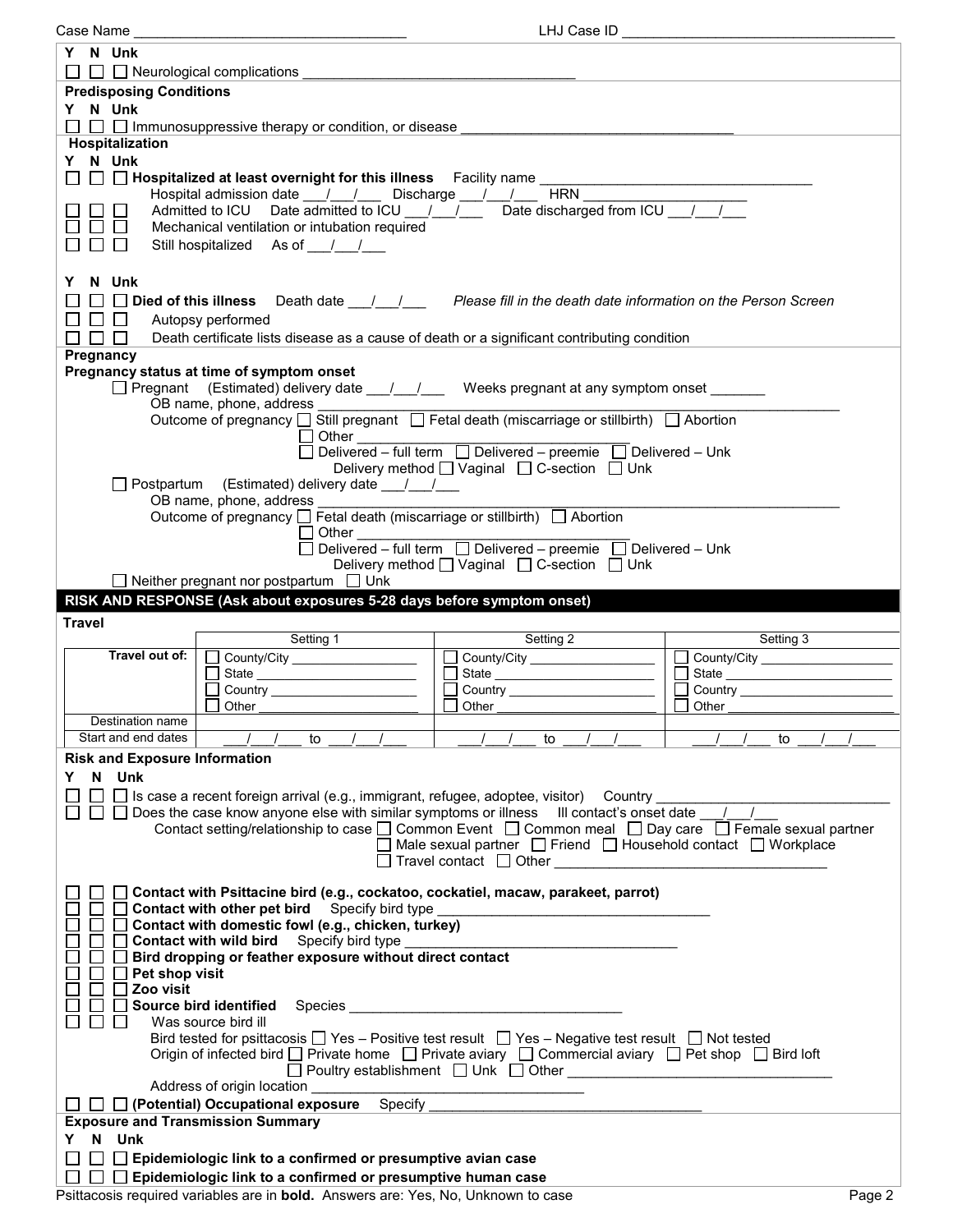Case Name ________________________________ LHJ Case ID ________________________________

Y N Unk

☐ ☐ ☐ Neurological complications ________________________________

**Predisposing Conditions**

Y N Unk

☐ ☐ ☐ Immunosuppressive therapy or condition, or disease ________________________________

**Hospitalization**

Y N Unk

☐ ☐ ☐ **Hospitalized at least overnight for this illness** Facility name ________________________________

Hospital admission date ___/___/___ Discharge ___/___/___ HRN ____________________

☐ ☐ ☐ Admitted to ICU Date admitted to ICU ___/___/___ Date discharged from ICU ___/___/___

☐ ☐ ☐ Mechanical ventilation or intubation required

☐ ☐ ☐ Still hospitalized As of ___/___/___

Y N Unk

☐ ☐ ☐ **Died of this illness** Death date ___/___/___ *Please fill in the death date information on the Person Screen*

☐ ☐ ☐ Autopsy performed

☐ ☐ ☐ Death certificate lists disease as a cause of death or a significant contributing condition

**Pregnancy**

**Pregnancy status at time of symptom onset**

☐ Pregnant (Estimated) delivery date ___/___/___ Weeks pregnant at any symptom onset _______

OB name, phone, address ________________________________

Outcome of pregnancy ☐ Still pregnant ☐ Fetal death (miscarriage or stillbirth) ☐ Abortion

☐ Other ________________________________

☐ Delivered – full term ☐ Delivered – preemie ☐ Delivered – Unk

Delivery method ☐ Vaginal ☐ C-section ☐ Unk

☐ Postpartum (Estimated) delivery date ___/___/___

OB name, phone, address ________________________________

Outcome of pregnancy ☐ Fetal death (miscarriage or stillbirth) ☐ Abortion

☐ Other ________________________________

☐ Delivered – full term ☐ Delivered – preemie ☐ Delivered – Unk

Delivery method ☐ Vaginal ☐ C-section ☐ Unk

☐ Neither pregnant nor postpartum ☐ Unk

## RISK AND RESPONSE (Ask about exposures 5-28 days before symptom onset)

**Travel**

| | Setting 1 | Setting 2 | Setting 3 |
|---|---|---|---|
| **Travel out of:** | ☐ County/City ________<br>☐ State ________<br>☐ Country ________<br>☐ Other ________ | ☐ County/City ________<br>☐ State ________<br>☐ Country ________<br>☐ Other ________ | ☐ County/City ________<br>☐ State ________<br>☐ Country ________<br>☐ Other ________ |
| Destination name | | | |
| Start and end dates | ___/___/___ to ___/___/___ | ___/___/___ to ___/___/___ | ___/___/___ to ___/___/___ |

**Risk and Exposure Information**

Y N Unk

☐ ☐ ☐ Is case a recent foreign arrival (e.g., immigrant, refugee, adoptee, visitor) Country ________________________________

☐ ☐ ☐ Does the case know anyone else with similar symptoms or illness Ill contact's onset date ___/___/___

Contact setting/relationship to case ☐ Common Event ☐ Common meal ☐ Day care ☐ Female sexual partner ☐ Male sexual partner ☐ Friend ☐ Household contact ☐ Workplace ☐ Travel contact ☐ Other ________________________________

☐ ☐ ☐ **Contact with Psittacine bird (e.g., cockatoo, cockatiel, macaw, parakeet, parrot)**

☐ ☐ ☐ **Contact with other pet bird** Specify bird type ________________________________

☐ ☐ ☐ **Contact with domestic fowl (e.g., chicken, turkey)**

☐ ☐ ☐ **Contact with wild bird** Specify bird type ________________________________

☐ ☐ ☐ **Bird dropping or feather exposure without direct contact**

☐ ☐ ☐ **Pet shop visit**

☐ ☐ ☐ **Zoo visit**

☐ ☐ ☐ **Source bird identified** Species ________________________________

☐ ☐ ☐ Was source bird ill

Bird tested for psittacosis ☐ Yes – Positive test result ☐ Yes – Negative test result ☐ Not tested

Origin of infected bird ☐ Private home ☐ Private aviary ☐ Commercial aviary ☐ Pet shop ☐ Bird loft ☐ Poultry establishment ☐ Unk ☐ Other ________________________________

Address of origin location ________________________________

☐ ☐ ☐ **(Potential) Occupational exposure** Specify ________________________________

**Exposure and Transmission Summary**

Y N Unk

☐ ☐ ☐ **Epidemiologic link to a confirmed or presumptive avian case**

☐ ☐ ☐ **Epidemiologic link to a confirmed or presumptive human case**

Psittacosis required variables are in **bold**. Answers are: Yes, No, Unknown to case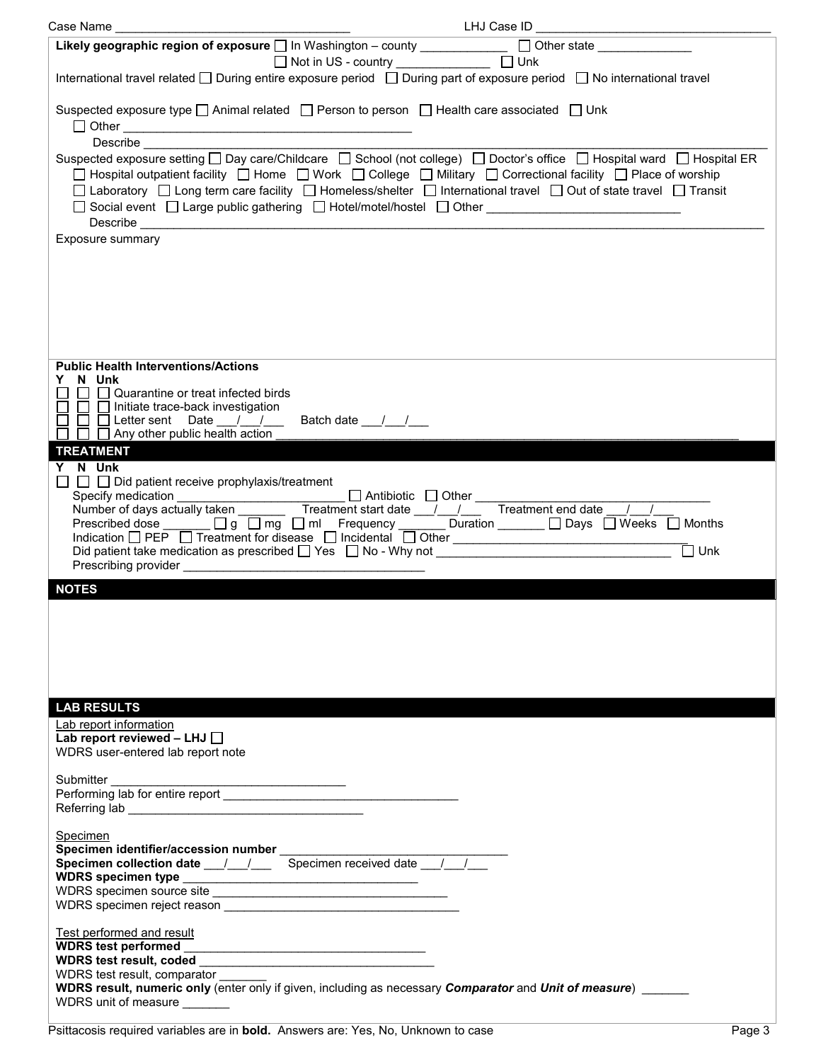Case Name ________________________________ LHJ Case ID ________________________________

**Likely geographic region of exposure** ☐ In Washington – county ____________ ☐ Other state _____________
☐ Not in US - country _____________ ☐ Unk

International travel related ☐ During entire exposure period ☐ During part of exposure period ☐ No international travel

Suspected exposure type ☐ Animal related ☐ Person to person ☐ Health care associated ☐ Unk
☐ Other ________________________________________
Describe ________________________________________________________________________________

Suspected exposure setting ☐ Day care/Childcare ☐ School (not college) ☐ Doctor's office ☐ Hospital ward ☐ Hospital ER
☐ Hospital outpatient facility ☐ Home ☐ Work ☐ College ☐ Military ☐ Correctional facility ☐ Place of worship
☐ Laboratory ☐ Long term care facility ☐ Homeless/shelter ☐ International travel ☐ Out of state travel ☐ Transit
☐ Social event ☐ Large public gathering ☐ Hotel/motel/hostel ☐ Other ___________________________
Describe ________________________________________________________________________________

Exposure summary

**Public Health Interventions/Actions**

**Y N Unk**
☐ ☐ ☐ Quarantine or treat infected birds
☐ ☐ ☐ Initiate trace-back investigation
☐ ☐ ☐ Letter sent Date ___/___/___ Batch date ___/___/___
☐ ☐ ☐ Any other public health action ________________________________________________

## TREATMENT

**Y N Unk**
☐ ☐ ☐ Did patient receive prophylaxis/treatment
Specify medication ________________________ ☐ Antibiotic ☐ Other ______________________________
Number of days actually taken _______ Treatment start date ___/___/___ Treatment end date ___/___/___
Prescribed dose _______ ☐ g ☐ mg ☐ ml Frequency _______ Duration _______ ☐ Days ☐ Weeks ☐ Months
Indication ☐ PEP ☐ Treatment for disease ☐ Incidental ☐ Other ________________________________
Did patient take medication as prescribed ☐ Yes ☐ No - Why not ________________________________ ☐ Unk
Prescribing provider ________________________________

## NOTES

## LAB RESULTS

Lab report information
**Lab report reviewed – LHJ** ☐
WDRS user-entered lab report note

Submitter ________________________________
Performing lab for entire report ________________________________
Referring lab ________________________________

Specimen
**Specimen identifier/accession number** ________________________________
**Specimen collection date** ___/___/___ Specimen received date ___/___/___
**WDRS specimen type** ________________________________
WDRS specimen source site ________________________________
WDRS specimen reject reason ________________________________

Test performed and result
**WDRS test performed** ________________________________
**WDRS test result, coded** ________________________________
WDRS test result, comparator _______
**WDRS result, numeric only** (enter only if given, including as necessary ***Comparator*** and ***Unit of measure***) _______
WDRS unit of measure _______

Psittacosis required variables are in **bold**. Answers are: Yes, No, Unknown to case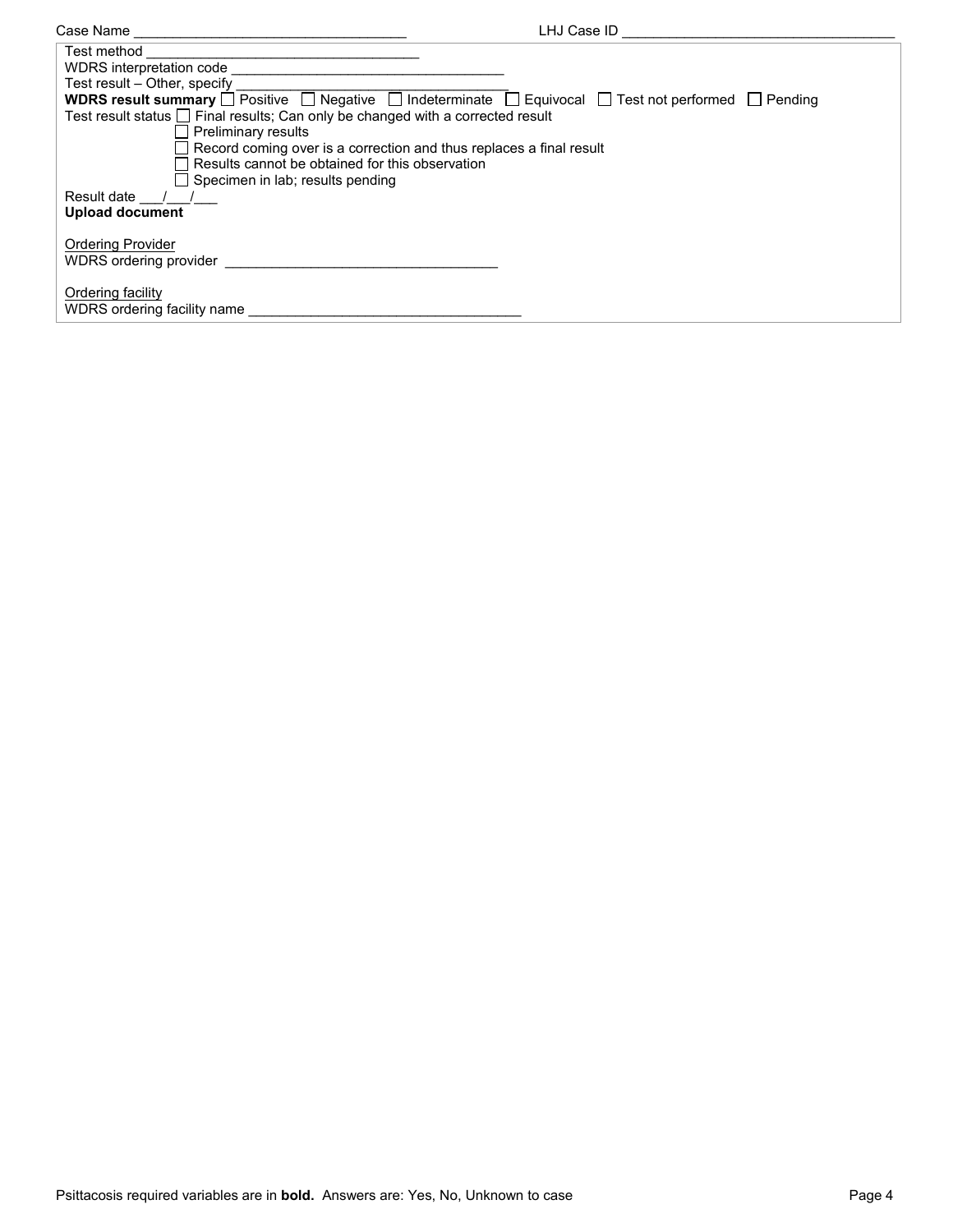Test method ___________________________________

WDRS interpretation code ___________________________________

Test result – Other, specify ___________________________________

**WDRS result summary** ☐ Positive ☐ Negative ☐ Indeterminate ☐ Equivocal ☐ Test not performed ☐ Pending

Test result status ☐ Final results; Can only be changed with a corrected result

☐ Preliminary results

☐ Record coming over is a correction and thus replaces a final result

☐ Results cannot be obtained for this observation

☐ Specimen in lab; results pending

Result date ___/___/___

**Upload document**

Ordering Provider

WDRS ordering provider ___________________________________

Ordering facility

WDRS ordering facility name ___________________________________

Psittacosis required variables are in **bold.** Answers are: Yes, No, Unknown to case